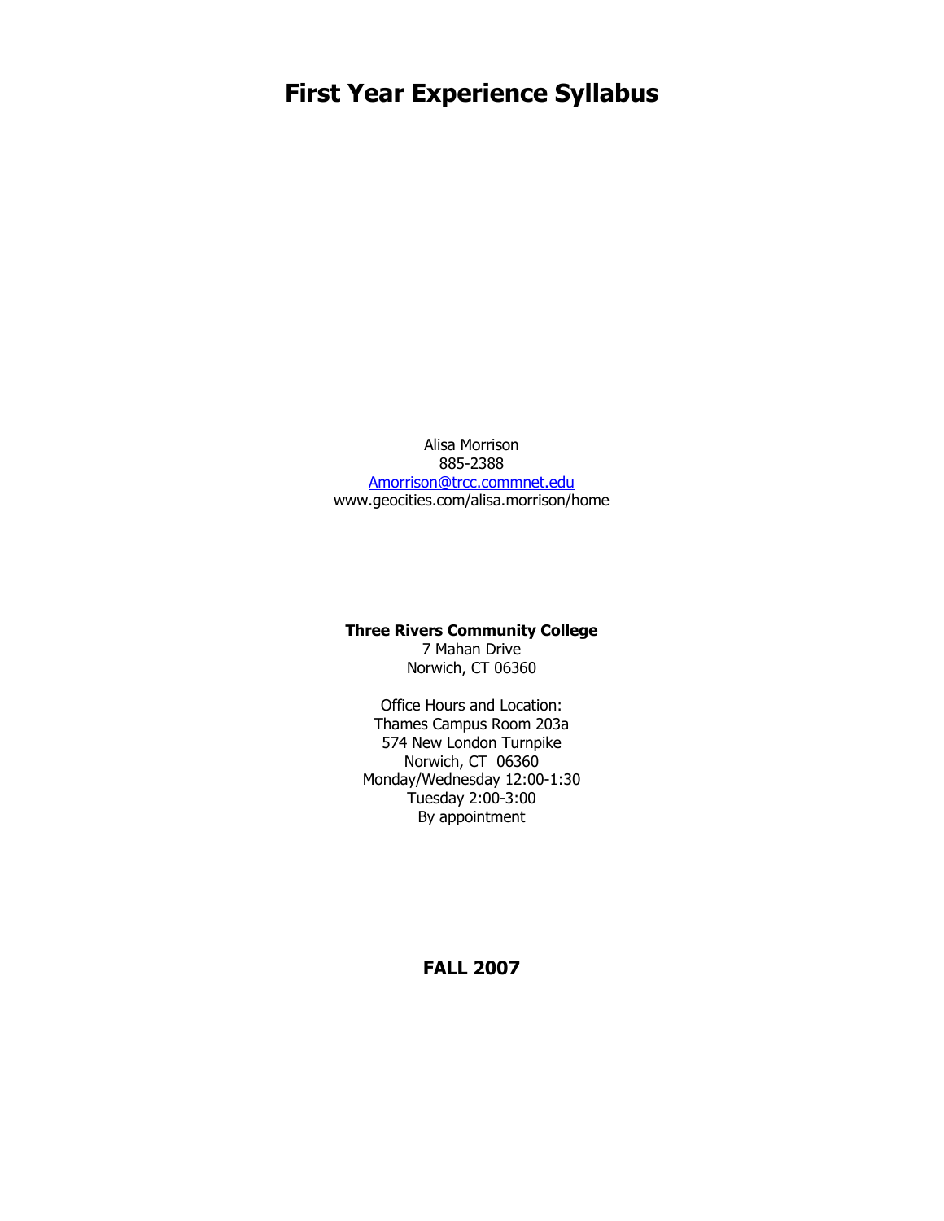# First Year Experience Syllabus

Alisa Morrison
885-2388
Amorrison@trcc.commnet.edu
www.geocities.com/alisa.morrison/home

**Three Rivers Community College**
7 Mahan Drive
Norwich, CT 06360

Office Hours and Location:
Thames Campus Room 203a
574 New London Turnpike
Norwich, CT 06360
Monday/Wednesday 12:00-1:30
Tuesday 2:00-3:00
By appointment

**FALL 2007**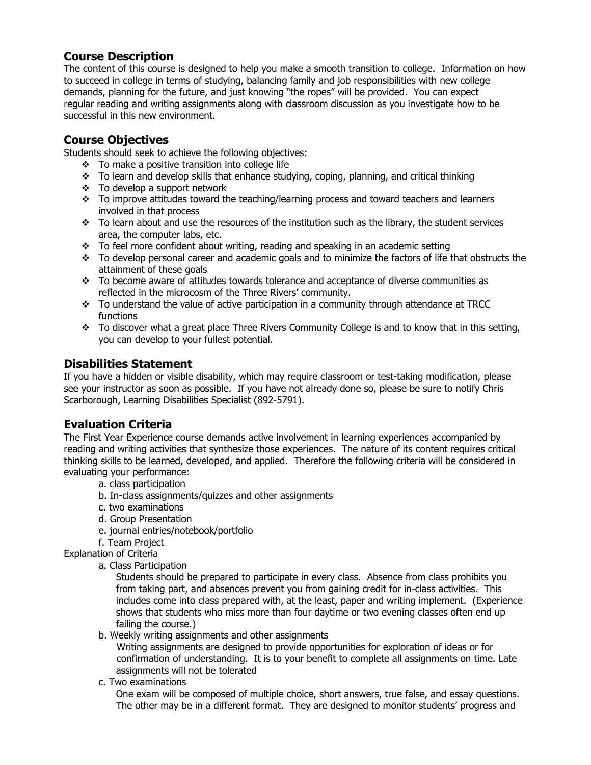## Course Description

The content of this course is designed to help you make a smooth transition to college. Information on how to succeed in college in terms of studying, balancing family and job responsibilities with new college demands, planning for the future, and just knowing "the ropes" will be provided. You can expect regular reading and writing assignments along with classroom discussion as you investigate how to be successful in this new environment.

## Course Objectives

Students should seek to achieve the following objectives:

- To make a positive transition into college life
- To learn and develop skills that enhance studying, coping, planning, and critical thinking
- To develop a support network
- To improve attitudes toward the teaching/learning process and toward teachers and learners involved in that process
- To learn about and use the resources of the institution such as the library, the student services area, the computer labs, etc.
- To feel more confident about writing, reading and speaking in an academic setting
- To develop personal career and academic goals and to minimize the factors of life that obstructs the attainment of these goals
- To become aware of attitudes towards tolerance and acceptance of diverse communities as reflected in the microcosm of the Three Rivers' community.
- To understand the value of active participation in a community through attendance at TRCC functions
- To discover what a great place Three Rivers Community College is and to know that in this setting, you can develop to your fullest potential.

## Disabilities Statement

If you have a hidden or visible disability, which may require classroom or test-taking modification, please see your instructor as soon as possible. If you have not already done so, please be sure to notify Chris Scarborough, Learning Disabilities Specialist (892-5791).

## Evaluation Criteria

The First Year Experience course demands active involvement in learning experiences accompanied by reading and writing activities that synthesize those experiences. The nature of its content requires critical thinking skills to be learned, developed, and applied. Therefore the following criteria will be considered in evaluating your performance:

a. class participation
b. In-class assignments/quizzes and other assignments
c. two examinations
d. Group Presentation
e. journal entries/notebook/portfolio
f. Team Project

Explanation of Criteria

a. Class Participation

Students should be prepared to participate in every class. Absence from class prohibits you from taking part, and absences prevent you from gaining credit for in-class activities. This includes come into class prepared with, at the least, paper and writing implement. (Experience shows that students who miss more than four daytime or two evening classes often end up failing the course.)

b. Weekly writing assignments and other assignments

Writing assignments are designed to provide opportunities for exploration of ideas or for confirmation of understanding. It is to your benefit to complete all assignments on time. Late assignments will not be tolerated

c. Two examinations

One exam will be composed of multiple choice, short answers, true false, and essay questions. The other may be in a different format. They are designed to monitor students' progress and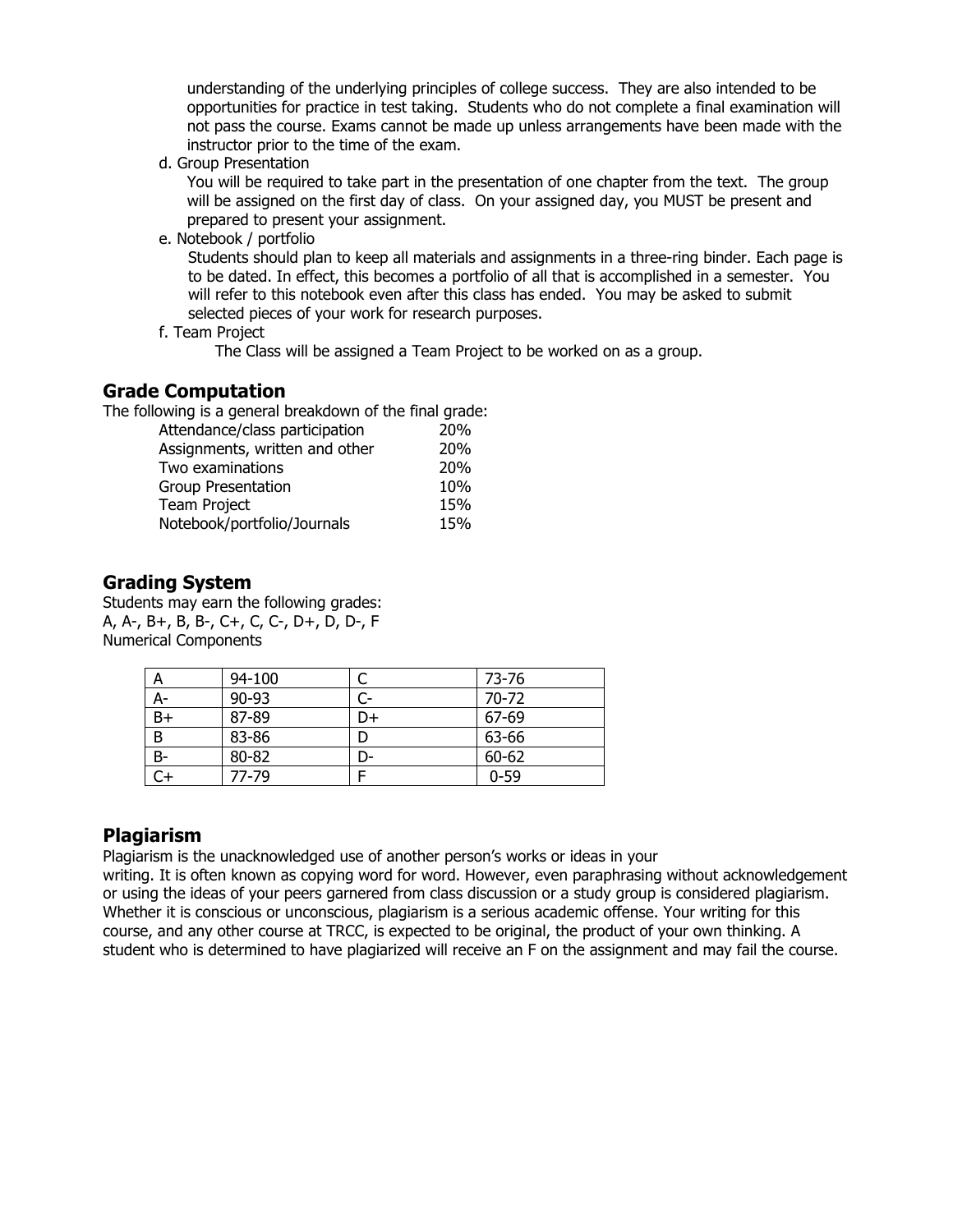understanding of the underlying principles of college success. They are also intended to be opportunities for practice in test taking. Students who do not complete a final examination will not pass the course. Exams cannot be made up unless arrangements have been made with the instructor prior to the time of the exam.

d. Group Presentation

You will be required to take part in the presentation of one chapter from the text. The group will be assigned on the first day of class. On your assigned day, you MUST be present and prepared to present your assignment.

e. Notebook / portfolio

Students should plan to keep all materials and assignments in a three-ring binder. Each page is to be dated. In effect, this becomes a portfolio of all that is accomplished in a semester. You will refer to this notebook even after this class has ended. You may be asked to submit selected pieces of your work for research purposes.

f. Team Project

The Class will be assigned a Team Project to be worked on as a group.

## Grade Computation

The following is a general breakdown of the final grade:

| Component | Weight |
|---|---|
| Attendance/class participation | 20% |
| Assignments, written and other | 20% |
| Two examinations | 20% |
| Group Presentation | 10% |
| Team Project | 15% |
| Notebook/portfolio/Journals | 15% |

## Grading System

Students may earn the following grades:
A, A-, B+, B, B-, C+, C, C-, D+, D, D-, F
Numerical Components

| A | 94-100 | C | 73-76 |
|---|---|---|---|
| A- | 90-93 | C- | 70-72 |
| B+ | 87-89 | D+ | 67-69 |
| B | 83-86 | D | 63-66 |
| B- | 80-82 | D- | 60-62 |
| C+ | 77-79 | F | 0-59 |

## Plagiarism

Plagiarism is the unacknowledged use of another person's works or ideas in your writing. It is often known as copying word for word. However, even paraphrasing without acknowledgement or using the ideas of your peers garnered from class discussion or a study group is considered plagiarism. Whether it is conscious or unconscious, plagiarism is a serious academic offense. Your writing for this course, and any other course at TRCC, is expected to be original, the product of your own thinking. A student who is determined to have plagiarized will receive an F on the assignment and may fail the course.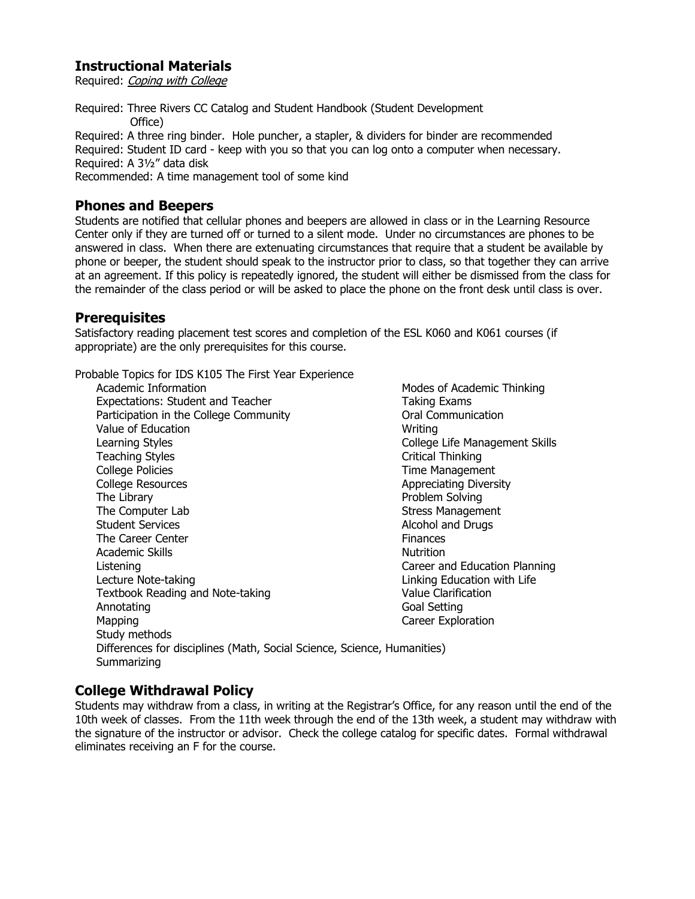## Instructional Materials

Required: *Coping with College*

Required: Three Rivers CC Catalog and Student Handbook (Student Development Office)
Required: A three ring binder. Hole puncher, a stapler, & dividers for binder are recommended
Required: Student ID card - keep with you so that you can log onto a computer when necessary.
Required: A 3½" data disk
Recommended: A time management tool of some kind

## Phones and Beepers

Students are notified that cellular phones and beepers are allowed in class or in the Learning Resource Center only if they are turned off or turned to a silent mode. Under no circumstances are phones to be answered in class. When there are extenuating circumstances that require that a student be available by phone or beeper, the student should speak to the instructor prior to class, so that together they can arrive at an agreement. If this policy is repeatedly ignored, the student will either be dismissed from the class for the remainder of the class period or will be asked to place the phone on the front desk until class is over.

## Prerequisites

Satisfactory reading placement test scores and completion of the ESL K060 and K061 courses (if appropriate) are the only prerequisites for this course.

Probable Topics for IDS K105 The First Year Experience

- Academic Information
- Expectations: Student and Teacher
- Participation in the College Community
- Value of Education
- Learning Styles
- Teaching Styles
- College Policies
- College Resources
- The Library
- The Computer Lab
- Student Services
- The Career Center
- Academic Skills
- Listening
- Lecture Note-taking
- Textbook Reading and Note-taking
- Annotating
- Mapping
- Study methods
- Differences for disciplines (Math, Social Science, Science, Humanities)
- Summarizing
- Modes of Academic Thinking
- Taking Exams
- Oral Communication
- Writing
- College Life Management Skills
- Critical Thinking
- Time Management
- Appreciating Diversity
- Problem Solving
- Stress Management
- Alcohol and Drugs
- Finances
- Nutrition
- Career and Education Planning
- Linking Education with Life
- Value Clarification
- Goal Setting
- Career Exploration

## College Withdrawal Policy

Students may withdraw from a class, in writing at the Registrar's Office, for any reason until the end of the 10th week of classes. From the 11th week through the end of the 13th week, a student may withdraw with the signature of the instructor or advisor. Check the college catalog for specific dates. Formal withdrawal eliminates receiving an F for the course.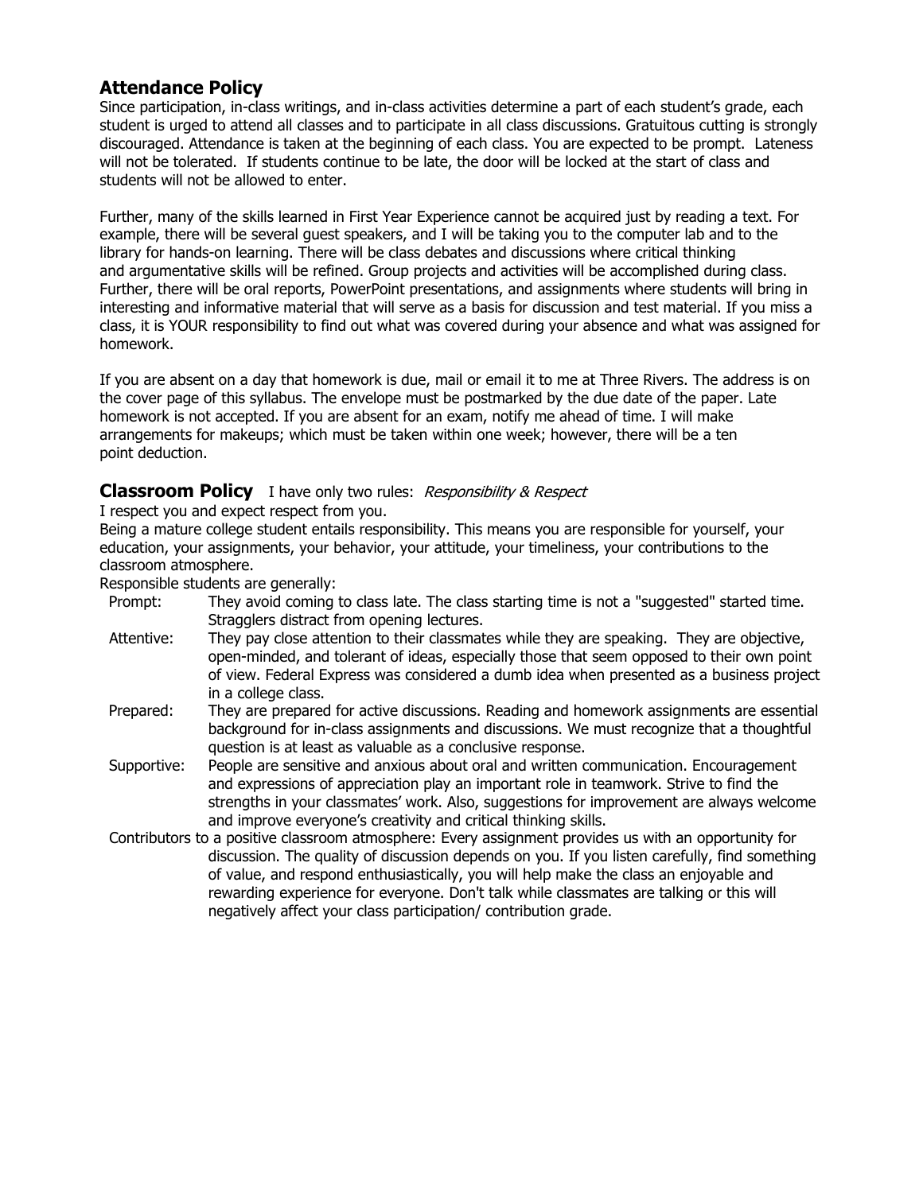## Attendance Policy

Since participation, in-class writings, and in-class activities determine a part of each student's grade, each student is urged to attend all classes and to participate in all class discussions. Gratuitous cutting is strongly discouraged. Attendance is taken at the beginning of each class. You are expected to be prompt. Lateness will not be tolerated. If students continue to be late, the door will be locked at the start of class and students will not be allowed to enter.

Further, many of the skills learned in First Year Experience cannot be acquired just by reading a text. For example, there will be several guest speakers, and I will be taking you to the computer lab and to the library for hands-on learning. There will be class debates and discussions where critical thinking and argumentative skills will be refined. Group projects and activities will be accomplished during class. Further, there will be oral reports, PowerPoint presentations, and assignments where students will bring in interesting and informative material that will serve as a basis for discussion and test material. If you miss a class, it is YOUR responsibility to find out what was covered during your absence and what was assigned for homework.

If you are absent on a day that homework is due, mail or email it to me at Three Rivers. The address is on the cover page of this syllabus. The envelope must be postmarked by the due date of the paper. Late homework is not accepted. If you are absent for an exam, notify me ahead of time. I will make arrangements for makeups; which must be taken within one week; however, there will be a ten point deduction.

## Classroom Policy

I have only two rules: *Responsibility & Respect*

I respect you and expect respect from you.

Being a mature college student entails responsibility. This means you are responsible for yourself, your education, your assignments, your behavior, your attitude, your timeliness, your contributions to the classroom atmosphere.

Responsible students are generally:

- Prompt: They avoid coming to class late. The class starting time is not a "suggested" started time. Stragglers distract from opening lectures.
- Attentive: They pay close attention to their classmates while they are speaking. They are objective, open-minded, and tolerant of ideas, especially those that seem opposed to their own point of view. Federal Express was considered a dumb idea when presented as a business project in a college class.
- Prepared: They are prepared for active discussions. Reading and homework assignments are essential background for in-class assignments and discussions. We must recognize that a thoughtful question is at least as valuable as a conclusive response.
- Supportive: People are sensitive and anxious about oral and written communication. Encouragement and expressions of appreciation play an important role in teamwork. Strive to find the strengths in your classmates' work. Also, suggestions for improvement are always welcome and improve everyone's creativity and critical thinking skills.
- Contributors to a positive classroom atmosphere: Every assignment provides us with an opportunity for discussion. The quality of discussion depends on you. If you listen carefully, find something of value, and respond enthusiastically, you will help make the class an enjoyable and rewarding experience for everyone. Don't talk while classmates are talking or this will negatively affect your class participation/ contribution grade.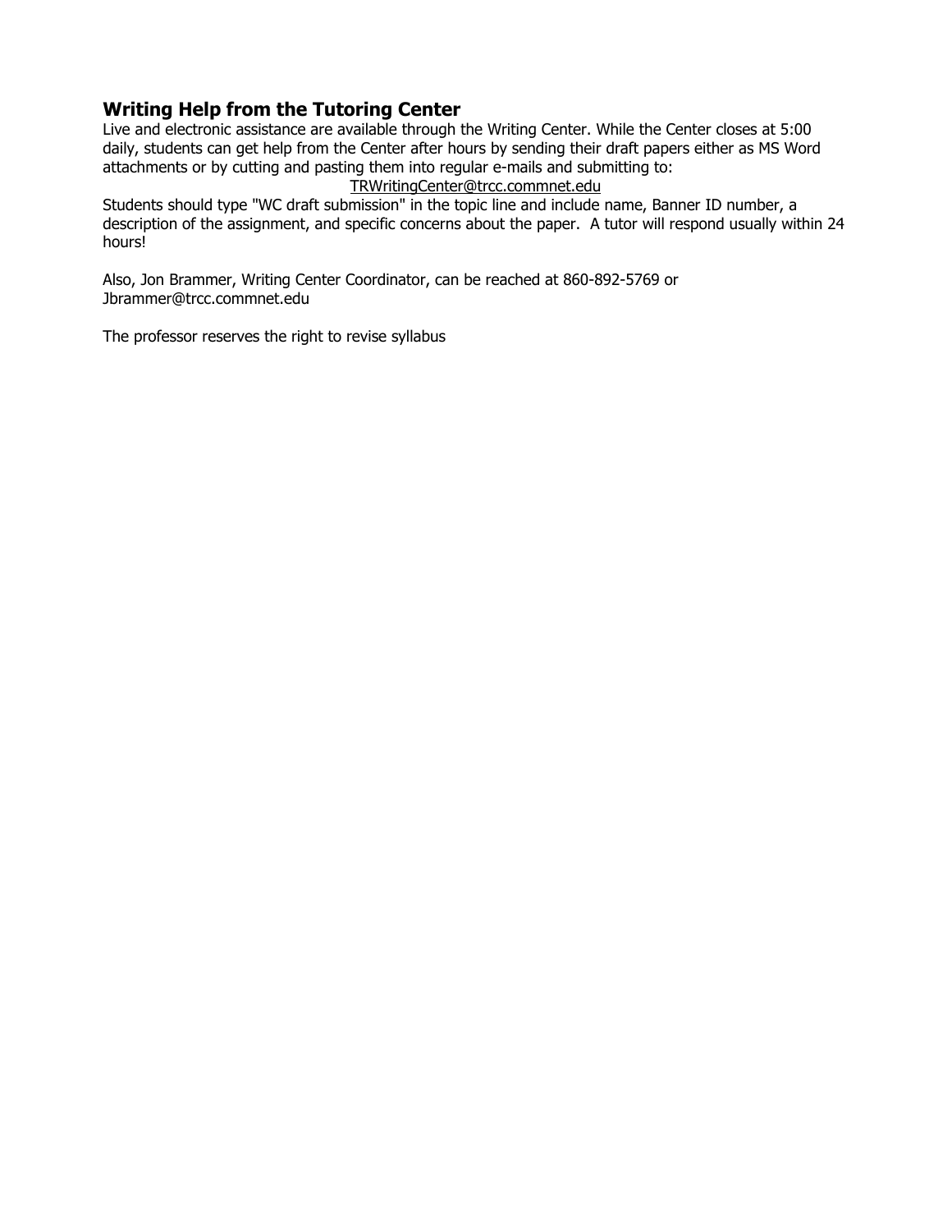## Writing Help from the Tutoring Center

Live and electronic assistance are available through the Writing Center. While the Center closes at 5:00 daily, students can get help from the Center after hours by sending their draft papers either as MS Word attachments or by cutting and pasting them into regular e-mails and submitting to:

TRWritingCenter@trcc.commnet.edu

Students should type "WC draft submission" in the topic line and include name, Banner ID number, a description of the assignment, and specific concerns about the paper. A tutor will respond usually within 24 hours!

Also, Jon Brammer, Writing Center Coordinator, can be reached at 860-892-5769 or Jbrammer@trcc.commnet.edu

The professor reserves the right to revise syllabus